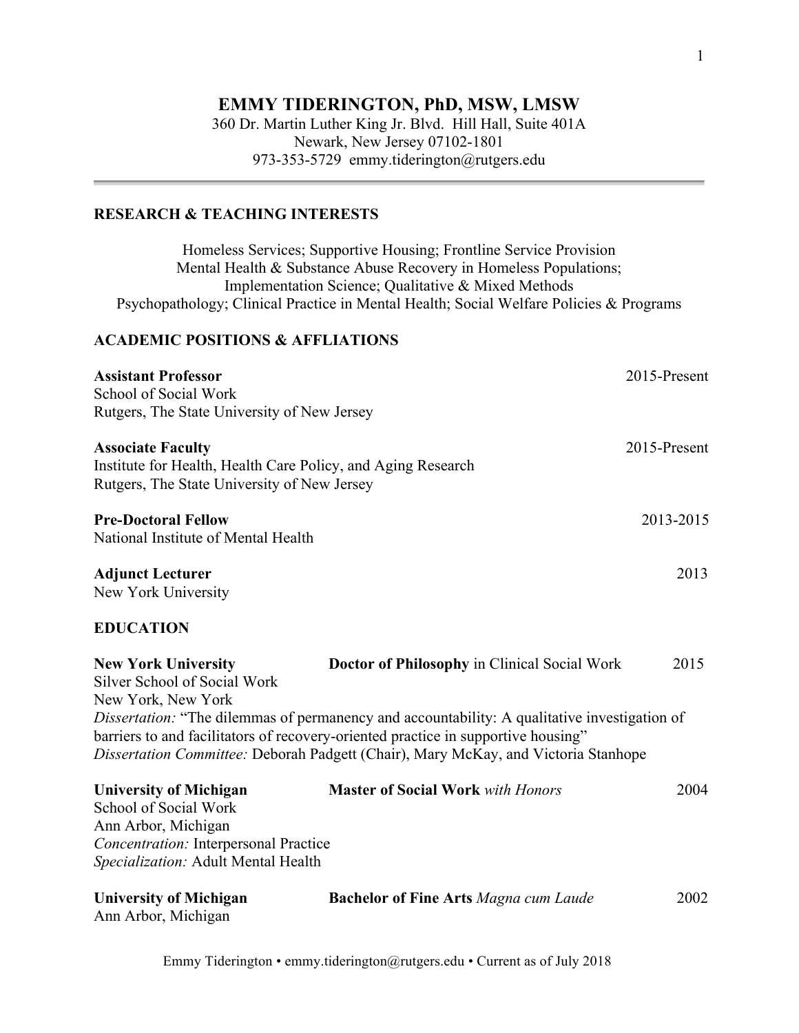# EMMY TIDERINGTON, PhD, MSW, LMSW

360 Dr. Martin Luther King Jr. Blvd. Hill Hall, Suite 401A
Newark, New Jersey 07102-1801
973-353-5729 emmy.tiderington@rutgers.edu

## RESEARCH & TEACHING INTERESTS

Homeless Services; Supportive Housing; Frontline Service Provision
Mental Health & Substance Abuse Recovery in Homeless Populations;
Implementation Science; Qualitative & Mixed Methods
Psychopathology; Clinical Practice in Mental Health; Social Welfare Policies & Programs

## ACADEMIC POSITIONS & AFFLIATIONS

**Assistant Professor** 2015-Present
School of Social Work
Rutgers, The State University of New Jersey

**Associate Faculty** 2015-Present
Institute for Health, Health Care Policy, and Aging Research
Rutgers, The State University of New Jersey

**Pre-Doctoral Fellow** 2013-2015
National Institute of Mental Health

**Adjunct Lecturer** 2013
New York University

## EDUCATION

**New York University** — **Doctor of Philosophy** in Clinical Social Work — 2015
Silver School of Social Work
New York, New York
*Dissertation:* "The dilemmas of permanency and accountability: A qualitative investigation of barriers to and facilitators of recovery-oriented practice in supportive housing"
*Dissertation Committee:* Deborah Padgett (Chair), Mary McKay, and Victoria Stanhope

**University of Michigan** — **Master of Social Work** *with Honors* — 2004
School of Social Work
Ann Arbor, Michigan
*Concentration:* Interpersonal Practice
*Specialization:* Adult Mental Health

**University of Michigan** — **Bachelor of Fine Arts** *Magna cum Laude* — 2002
Ann Arbor, Michigan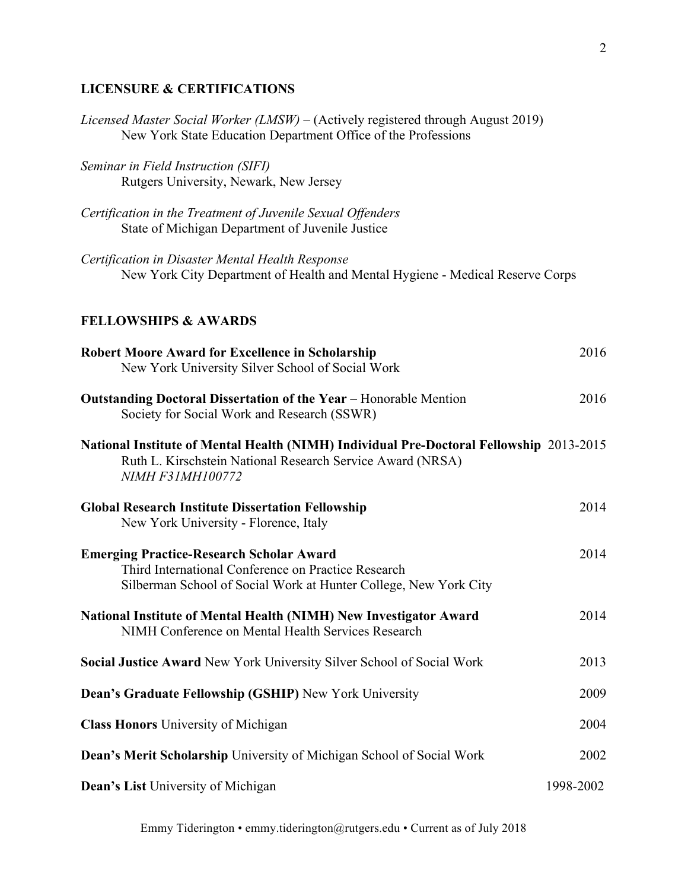## LICENSURE & CERTIFICATIONS

*Licensed Master Social Worker (LMSW)* – (Actively registered through August 2019)
New York State Education Department Office of the Professions

*Seminar in Field Instruction (SIFI)*
Rutgers University, Newark, New Jersey

*Certification in the Treatment of Juvenile Sexual Offenders*
State of Michigan Department of Juvenile Justice

*Certification in Disaster Mental Health Response*
New York City Department of Health and Mental Hygiene - Medical Reserve Corps

## FELLOWSHIPS & AWARDS

**Robert Moore Award for Excellence in Scholarship** 2016
New York University Silver School of Social Work

**Outstanding Doctoral Dissertation of the Year** – Honorable Mention 2016
Society for Social Work and Research (SSWR)

**National Institute of Mental Health (NIMH) Individual Pre-Doctoral Fellowship** 2013-2015
Ruth L. Kirschstein National Research Service Award (NRSA)
*NIMH F31MH100772*

**Global Research Institute Dissertation Fellowship** 2014
New York University - Florence, Italy

**Emerging Practice-Research Scholar Award** 2014
Third International Conference on Practice Research
Silberman School of Social Work at Hunter College, New York City

**National Institute of Mental Health (NIMH) New Investigator Award** 2014
NIMH Conference on Mental Health Services Research

**Social Justice Award** New York University Silver School of Social Work 2013

**Dean's Graduate Fellowship (GSHIP)** New York University 2009

**Class Honors** University of Michigan 2004

**Dean's Merit Scholarship** University of Michigan School of Social Work 2002

**Dean's List** University of Michigan 1998-2002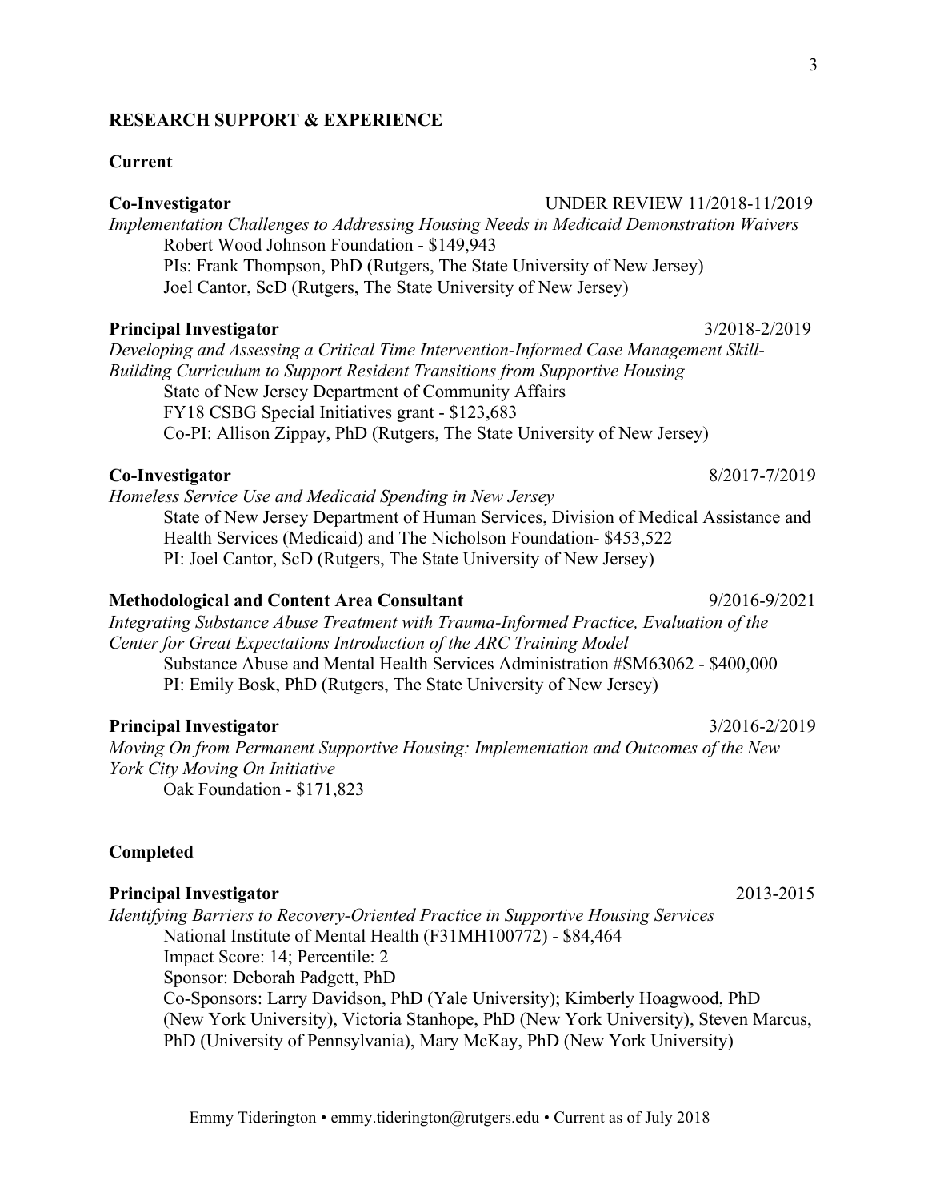## RESEARCH SUPPORT & EXPERIENCE

### Current

**Co-Investigator** UNDER REVIEW 11/2018-11/2019
*Implementation Challenges to Addressing Housing Needs in Medicaid Demonstration Waivers*
Robert Wood Johnson Foundation - $149,943
PIs: Frank Thompson, PhD (Rutgers, The State University of New Jersey)
Joel Cantor, ScD (Rutgers, The State University of New Jersey)

**Principal Investigator** 3/2018-2/2019
*Developing and Assessing a Critical Time Intervention-Informed Case Management Skill-Building Curriculum to Support Resident Transitions from Supportive Housing*
State of New Jersey Department of Community Affairs
FY18 CSBG Special Initiatives grant - $123,683
Co-PI: Allison Zippay, PhD (Rutgers, The State University of New Jersey)

**Co-Investigator** 8/2017-7/2019
*Homeless Service Use and Medicaid Spending in New Jersey*
State of New Jersey Department of Human Services, Division of Medical Assistance and Health Services (Medicaid) and The Nicholson Foundation- $453,522
PI: Joel Cantor, ScD (Rutgers, The State University of New Jersey)

**Methodological and Content Area Consultant** 9/2016-9/2021
*Integrating Substance Abuse Treatment with Trauma-Informed Practice, Evaluation of the Center for Great Expectations Introduction of the ARC Training Model*
Substance Abuse and Mental Health Services Administration #SM63062 - $400,000
PI: Emily Bosk, PhD (Rutgers, The State University of New Jersey)

**Principal Investigator** 3/2016-2/2019
*Moving On from Permanent Supportive Housing: Implementation and Outcomes of the New York City Moving On Initiative*
Oak Foundation - $171,823

### Completed

**Principal Investigator** 2013-2015
*Identifying Barriers to Recovery-Oriented Practice in Supportive Housing Services*
National Institute of Mental Health (F31MH100772) - $84,464
Impact Score: 14; Percentile: 2
Sponsor: Deborah Padgett, PhD
Co-Sponsors: Larry Davidson, PhD (Yale University); Kimberly Hoagwood, PhD (New York University), Victoria Stanhope, PhD (New York University), Steven Marcus, PhD (University of Pennsylvania), Mary McKay, PhD (New York University)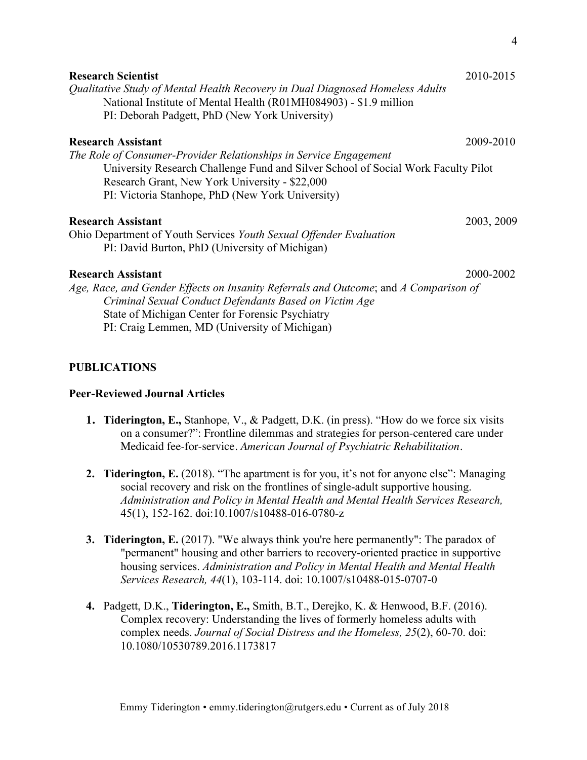**Research Scientist** 2010-2015

*Qualitative Study of Mental Health Recovery in Dual Diagnosed Homeless Adults*
National Institute of Mental Health (R01MH084903) - $1.9 million
PI: Deborah Padgett, PhD (New York University)

**Research Assistant** 2009-2010

*The Role of Consumer-Provider Relationships in Service Engagement*
University Research Challenge Fund and Silver School of Social Work Faculty Pilot Research Grant, New York University - $22,000
PI: Victoria Stanhope, PhD (New York University)

**Research Assistant** 2003, 2009

Ohio Department of Youth Services *Youth Sexual Offender Evaluation*
PI: David Burton, PhD (University of Michigan)

**Research Assistant** 2000-2002

*Age, Race, and Gender Effects on Insanity Referrals and Outcome*; and *A Comparison of Criminal Sexual Conduct Defendants Based on Victim Age*
State of Michigan Center for Forensic Psychiatry
PI: Craig Lemmen, MD (University of Michigan)

## PUBLICATIONS

### Peer-Reviewed Journal Articles

1. **Tiderington, E.,** Stanhope, V., & Padgett, D.K. (in press). "How do we force six visits on a consumer?": Frontline dilemmas and strategies for person-centered care under Medicaid fee-for-service. *American Journal of Psychiatric Rehabilitation*.

2. **Tiderington, E.** (2018). "The apartment is for you, it's not for anyone else": Managing social recovery and risk on the frontlines of single-adult supportive housing. *Administration and Policy in Mental Health and Mental Health Services Research,* 45(1), 152-162. doi:10.1007/s10488-016-0780-z

3. **Tiderington, E.** (2017). "We always think you're here permanently": The paradox of "permanent" housing and other barriers to recovery-oriented practice in supportive housing services. *Administration and Policy in Mental Health and Mental Health Services Research, 44*(1), 103-114. doi: 10.1007/s10488-015-0707-0

4. Padgett, D.K., **Tiderington, E.,** Smith, B.T., Derejko, K. & Henwood, B.F. (2016). Complex recovery: Understanding the lives of formerly homeless adults with complex needs. *Journal of Social Distress and the Homeless, 25*(2), 60-70. doi: 10.1080/10530789.2016.1173817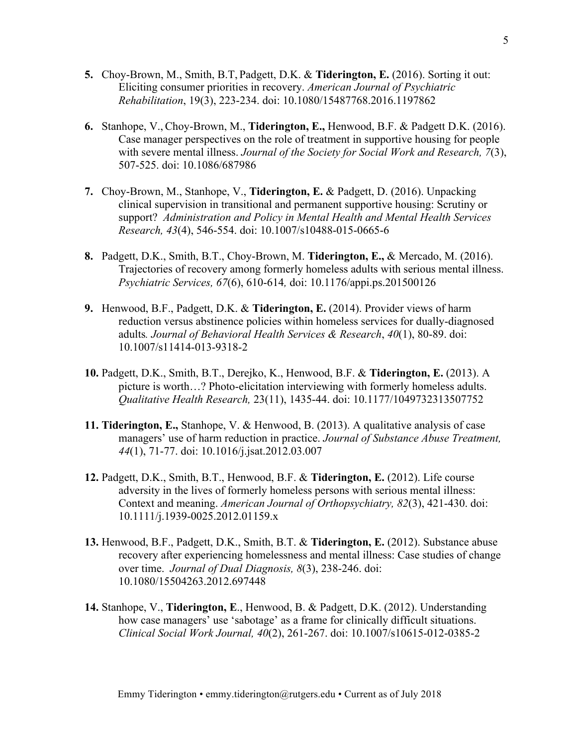**5.** Choy-Brown, M., Smith, B.T, Padgett, D.K. & **Tiderington, E.** (2016). Sorting it out: Eliciting consumer priorities in recovery. *American Journal of Psychiatric Rehabilitation*, 19(3), 223-234. doi: 10.1080/15487768.2016.1197862

**6.** Stanhope, V., Choy-Brown, M., **Tiderington, E.,** Henwood, B.F. & Padgett D.K. (2016). Case manager perspectives on the role of treatment in supportive housing for people with severe mental illness. *Journal of the Society for Social Work and Research, 7*(3), 507-525. doi: 10.1086/687986

**7.** Choy-Brown, M., Stanhope, V., **Tiderington, E.** & Padgett, D. (2016). Unpacking clinical supervision in transitional and permanent supportive housing: Scrutiny or support? *Administration and Policy in Mental Health and Mental Health Services Research, 43*(4), 546-554. doi: 10.1007/s10488-015-0665-6

**8.** Padgett, D.K., Smith, B.T., Choy-Brown, M. **Tiderington, E.,** & Mercado, M. (2016). Trajectories of recovery among formerly homeless adults with serious mental illness. *Psychiatric Services, 67*(6), 610-614, doi: 10.1176/appi.ps.201500126

**9.** Henwood, B.F., Padgett, D.K. & **Tiderington, E.** (2014). Provider views of harm reduction versus abstinence policies within homeless services for dually-diagnosed adults*. Journal of Behavioral Health Services & Research*, *40*(1), 80-89. doi: 10.1007/s11414-013-9318-2

**10.** Padgett, D.K., Smith, B.T., Derejko, K., Henwood, B.F. & **Tiderington, E.** (2013). A picture is worth…? Photo-elicitation interviewing with formerly homeless adults. *Qualitative Health Research,* 23(11), 1435-44. doi: 10.1177/1049732313507752

**11. Tiderington, E.,** Stanhope, V. & Henwood, B. (2013). A qualitative analysis of case managers' use of harm reduction in practice. *Journal of Substance Abuse Treatment, 44*(1), 71-77. doi: 10.1016/j.jsat.2012.03.007

**12.** Padgett, D.K., Smith, B.T., Henwood, B.F. & **Tiderington, E.** (2012). Life course adversity in the lives of formerly homeless persons with serious mental illness: Context and meaning. *American Journal of Orthopsychiatry, 82*(3), 421-430. doi: 10.1111/j.1939-0025.2012.01159.x

**13.** Henwood, B.F., Padgett, D.K., Smith, B.T. & **Tiderington, E.** (2012). Substance abuse recovery after experiencing homelessness and mental illness: Case studies of change over time. *Journal of Dual Diagnosis, 8*(3), 238-246. doi: 10.1080/15504263.2012.697448

**14.** Stanhope, V., **Tiderington, E**., Henwood, B. & Padgett, D.K. (2012). Understanding how case managers' use 'sabotage' as a frame for clinically difficult situations. *Clinical Social Work Journal, 40*(2), 261-267. doi: 10.1007/s10615-012-0385-2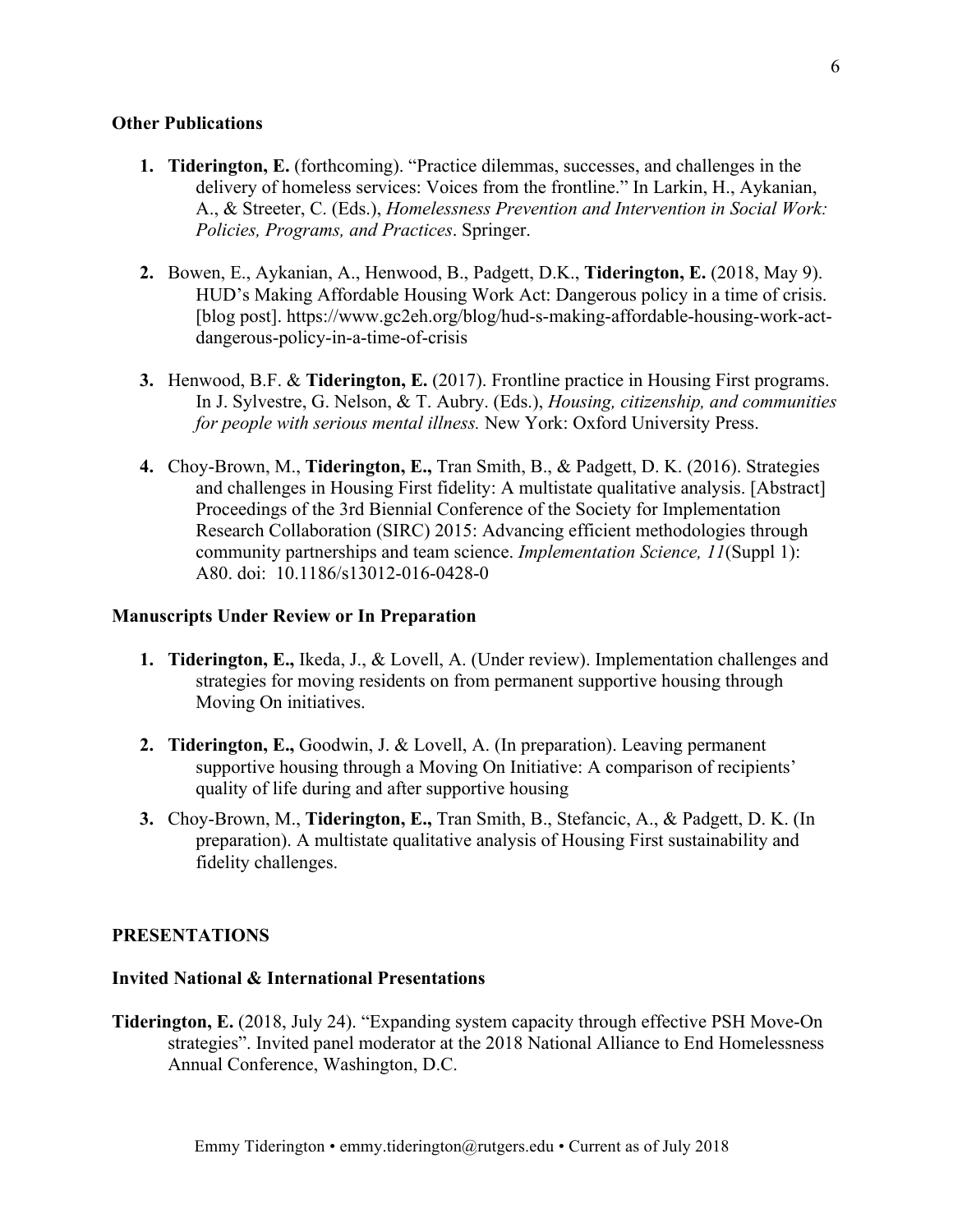**Other Publications**

1. **Tiderington, E.** (forthcoming). "Practice dilemmas, successes, and challenges in the delivery of homeless services: Voices from the frontline." In Larkin, H., Aykanian, A., & Streeter, C. (Eds.), *Homelessness Prevention and Intervention in Social Work: Policies, Programs, and Practices*. Springer.

2. Bowen, E., Aykanian, A., Henwood, B., Padgett, D.K., **Tiderington, E.** (2018, May 9). HUD's Making Affordable Housing Work Act: Dangerous policy in a time of crisis. [blog post]. https://www.gc2eh.org/blog/hud-s-making-affordable-housing-work-act-dangerous-policy-in-a-time-of-crisis

3. Henwood, B.F. & **Tiderington, E.** (2017). Frontline practice in Housing First programs. In J. Sylvestre, G. Nelson, & T. Aubry. (Eds.), *Housing, citizenship, and communities for people with serious mental illness.* New York: Oxford University Press.

4. Choy-Brown, M., **Tiderington, E.,** Tran Smith, B., & Padgett, D. K. (2016). Strategies and challenges in Housing First fidelity: A multistate qualitative analysis. [Abstract] Proceedings of the 3rd Biennial Conference of the Society for Implementation Research Collaboration (SIRC) 2015: Advancing efficient methodologies through community partnerships and team science. *Implementation Science, 11*(Suppl 1): A80. doi: 10.1186/s13012-016-0428-0

**Manuscripts Under Review or In Preparation**

1. **Tiderington, E.,** Ikeda, J., & Lovell, A. (Under review). Implementation challenges and strategies for moving residents on from permanent supportive housing through Moving On initiatives.

2. **Tiderington, E.,** Goodwin, J. & Lovell, A. (In preparation). Leaving permanent supportive housing through a Moving On Initiative: A comparison of recipients' quality of life during and after supportive housing

3. Choy-Brown, M., **Tiderington, E.,** Tran Smith, B., Stefancic, A., & Padgett, D. K. (In preparation). A multistate qualitative analysis of Housing First sustainability and fidelity challenges.

## PRESENTATIONS

**Invited National & International Presentations**

**Tiderington, E.** (2018, July 24). "Expanding system capacity through effective PSH Move-On strategies". Invited panel moderator at the 2018 National Alliance to End Homelessness Annual Conference, Washington, D.C.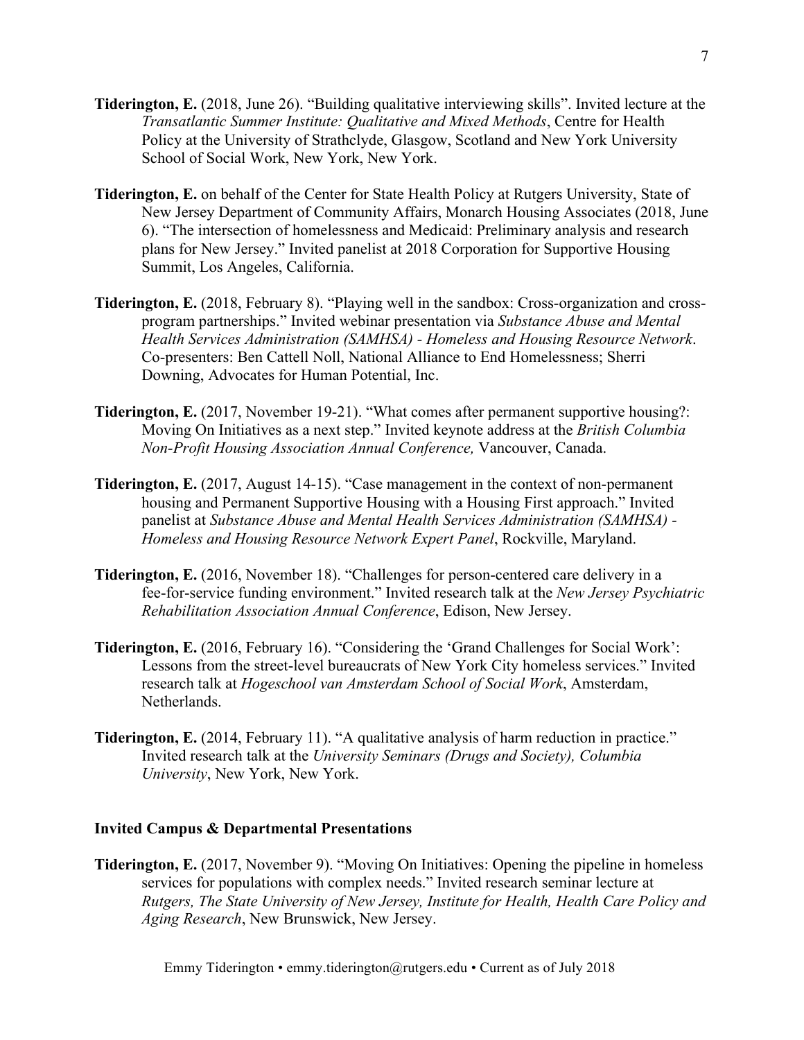**Tiderington, E.** (2018, June 26). “Building qualitative interviewing skills”. Invited lecture at the *Transatlantic Summer Institute: Qualitative and Mixed Methods*, Centre for Health Policy at the University of Strathclyde, Glasgow, Scotland and New York University School of Social Work, New York, New York.

**Tiderington, E.** on behalf of the Center for State Health Policy at Rutgers University, State of New Jersey Department of Community Affairs, Monarch Housing Associates (2018, June 6). “The intersection of homelessness and Medicaid: Preliminary analysis and research plans for New Jersey.” Invited panelist at 2018 Corporation for Supportive Housing Summit, Los Angeles, California.

**Tiderington, E.** (2018, February 8). “Playing well in the sandbox: Cross-organization and cross-program partnerships.” Invited webinar presentation via *Substance Abuse and Mental Health Services Administration (SAMHSA) - Homeless and Housing Resource Network*. Co-presenters: Ben Cattell Noll, National Alliance to End Homelessness; Sherri Downing, Advocates for Human Potential, Inc.

**Tiderington, E.** (2017, November 19-21). “What comes after permanent supportive housing?: Moving On Initiatives as a next step.” Invited keynote address at the *British Columbia Non-Profit Housing Association Annual Conference,* Vancouver, Canada.

**Tiderington, E.** (2017, August 14-15). “Case management in the context of non-permanent housing and Permanent Supportive Housing with a Housing First approach.” Invited panelist at *Substance Abuse and Mental Health Services Administration (SAMHSA) - Homeless and Housing Resource Network Expert Panel*, Rockville, Maryland.

**Tiderington, E.** (2016, November 18). “Challenges for person-centered care delivery in a fee-for-service funding environment.” Invited research talk at the *New Jersey Psychiatric Rehabilitation Association Annual Conference*, Edison, New Jersey.

**Tiderington, E.** (2016, February 16). “Considering the ‘Grand Challenges for Social Work’: Lessons from the street-level bureaucrats of New York City homeless services.” Invited research talk at *Hogeschool van Amsterdam School of Social Work*, Amsterdam, Netherlands.

**Tiderington, E.** (2014, February 11). “A qualitative analysis of harm reduction in practice.” Invited research talk at the *University Seminars (Drugs and Society), Columbia University*, New York, New York.

**Invited Campus & Departmental Presentations**

**Tiderington, E.** (2017, November 9). “Moving On Initiatives: Opening the pipeline in homeless services for populations with complex needs.” Invited research seminar lecture at *Rutgers, The State University of New Jersey, Institute for Health, Health Care Policy and Aging Research*, New Brunswick, New Jersey.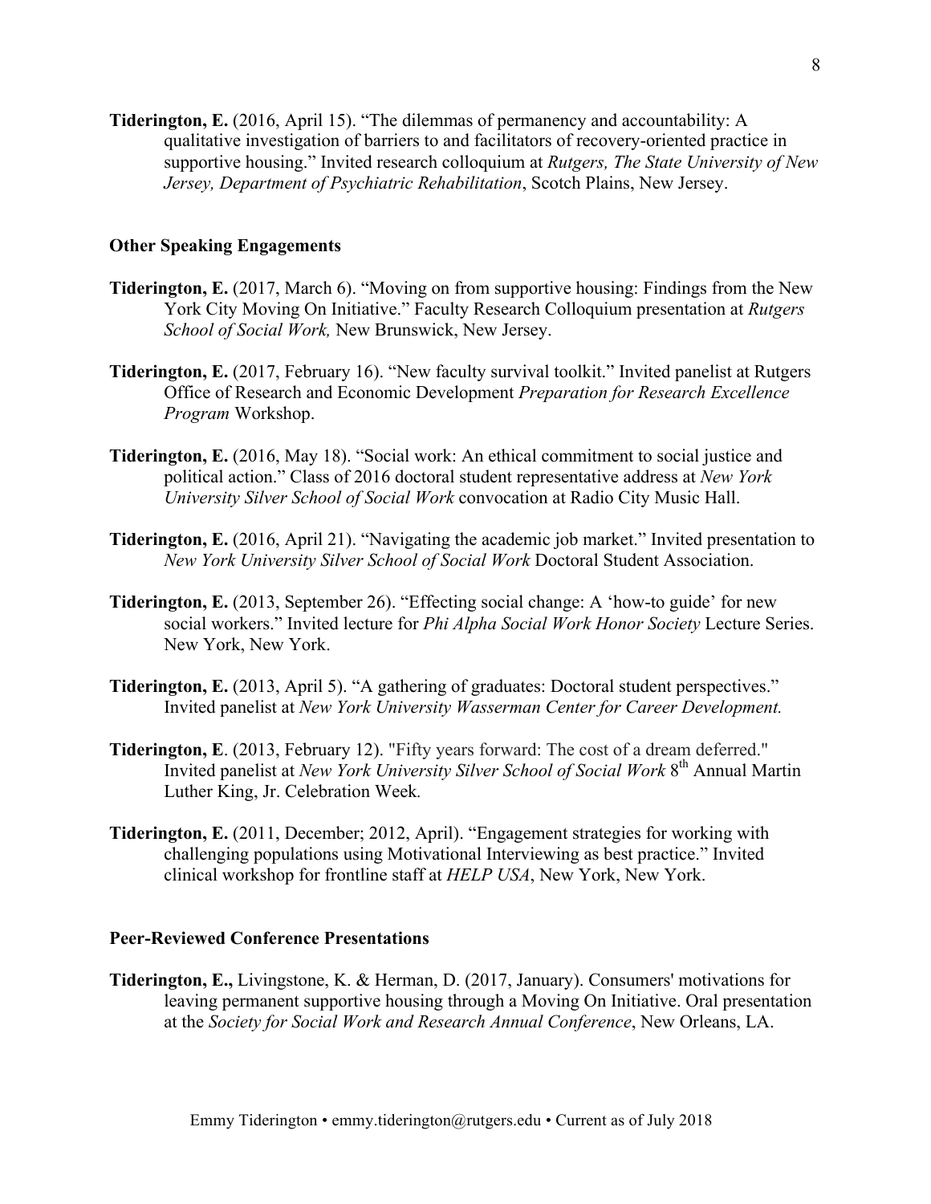**Tiderington, E.** (2016, April 15). “The dilemmas of permanency and accountability: A qualitative investigation of barriers to and facilitators of recovery-oriented practice in supportive housing.” Invited research colloquium at *Rutgers, The State University of New Jersey, Department of Psychiatric Rehabilitation*, Scotch Plains, New Jersey.

**Other Speaking Engagements**

**Tiderington, E.** (2017, March 6). “Moving on from supportive housing: Findings from the New York City Moving On Initiative.” Faculty Research Colloquium presentation at *Rutgers School of Social Work,* New Brunswick, New Jersey.

**Tiderington, E.** (2017, February 16). “New faculty survival toolkit.” Invited panelist at Rutgers Office of Research and Economic Development *Preparation for Research Excellence Program* Workshop.

**Tiderington, E.** (2016, May 18). “Social work: An ethical commitment to social justice and political action.” Class of 2016 doctoral student representative address at *New York University Silver School of Social Work* convocation at Radio City Music Hall.

**Tiderington, E.** (2016, April 21). “Navigating the academic job market.” Invited presentation to *New York University Silver School of Social Work* Doctoral Student Association.

**Tiderington, E.** (2013, September 26). “Effecting social change: A ‘how-to guide’ for new social workers.” Invited lecture for *Phi Alpha Social Work Honor Society* Lecture Series. New York, New York.

**Tiderington, E.** (2013, April 5). “A gathering of graduates: Doctoral student perspectives.” Invited panelist at *New York University Wasserman Center for Career Development.*

**Tiderington, E**. (2013, February 12). "Fifty years forward: The cost of a dream deferred." Invited panelist at *New York University Silver School of Social Work* 8th Annual Martin Luther King, Jr. Celebration Week*.*

**Tiderington, E.** (2011, December; 2012, April). “Engagement strategies for working with challenging populations using Motivational Interviewing as best practice.” Invited clinical workshop for frontline staff at *HELP USA*, New York, New York.

**Peer-Reviewed Conference Presentations**

**Tiderington, E.,** Livingstone, K. & Herman, D. (2017, January). Consumers' motivations for leaving permanent supportive housing through a Moving On Initiative. Oral presentation at the *Society for Social Work and Research Annual Conference*, New Orleans, LA.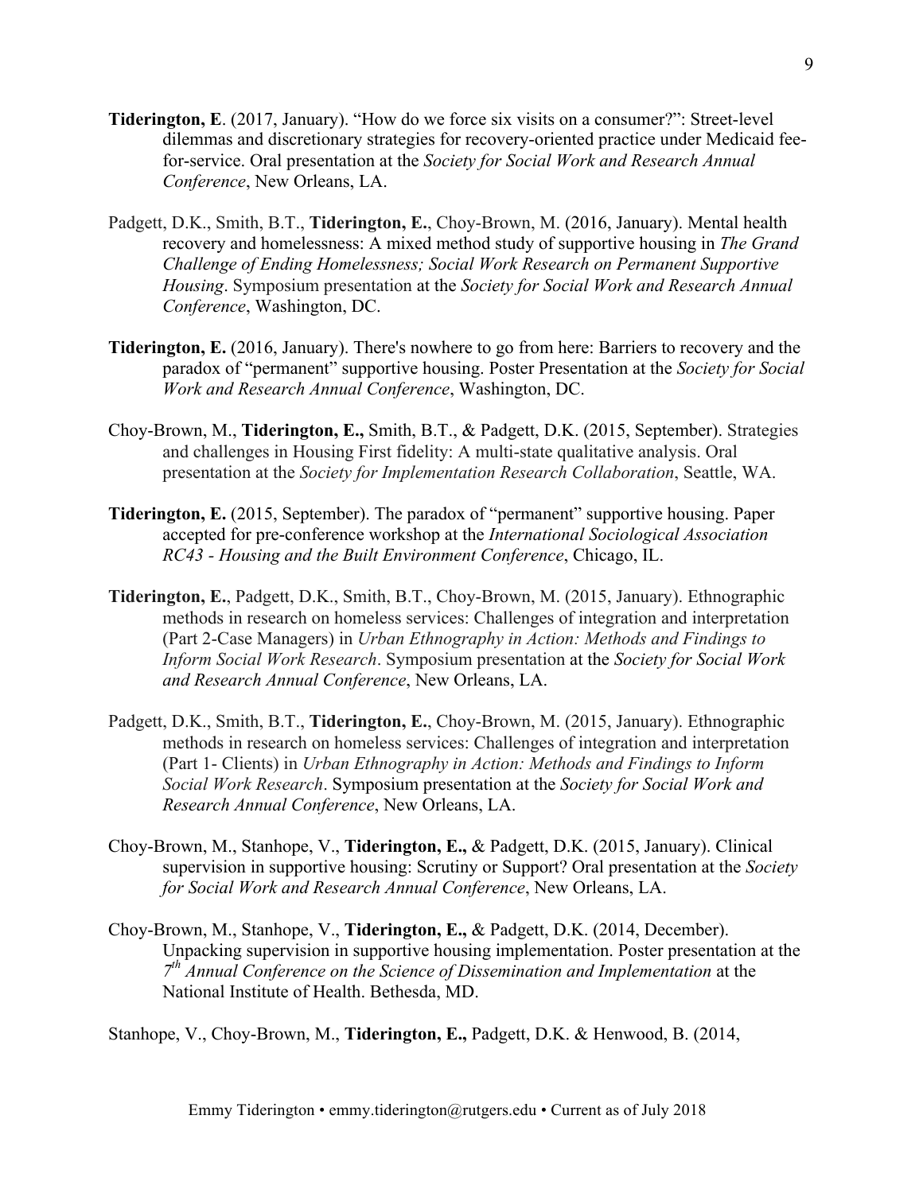**Tiderington, E**. (2017, January). “How do we force six visits on a consumer?”: Street-level dilemmas and discretionary strategies for recovery-oriented practice under Medicaid fee-for-service. Oral presentation at the *Society for Social Work and Research Annual Conference*, New Orleans, LA.

Padgett, D.K., Smith, B.T., **Tiderington, E.**, Choy-Brown, M. (2016, January). Mental health recovery and homelessness: A mixed method study of supportive housing in *The Grand Challenge of Ending Homelessness; Social Work Research on Permanent Supportive Housing*. Symposium presentation at the *Society for Social Work and Research Annual Conference*, Washington, DC.

**Tiderington, E.** (2016, January). There's nowhere to go from here: Barriers to recovery and the paradox of “permanent” supportive housing. Poster Presentation at the *Society for Social Work and Research Annual Conference*, Washington, DC.

Choy-Brown, M., **Tiderington, E.,** Smith, B.T., & Padgett, D.K. (2015, September). Strategies and challenges in Housing First fidelity: A multi-state qualitative analysis. Oral presentation at the *Society for Implementation Research Collaboration*, Seattle, WA.

**Tiderington, E.** (2015, September). The paradox of “permanent” supportive housing. Paper accepted for pre-conference workshop at the *International Sociological Association RC43 - Housing and the Built Environment Conference*, Chicago, IL.

**Tiderington, E.**, Padgett, D.K., Smith, B.T., Choy-Brown, M. (2015, January). Ethnographic methods in research on homeless services: Challenges of integration and interpretation (Part 2-Case Managers) in *Urban Ethnography in Action: Methods and Findings to Inform Social Work Research*. Symposium presentation at the *Society for Social Work and Research Annual Conference*, New Orleans, LA.

Padgett, D.K., Smith, B.T., **Tiderington, E.**, Choy-Brown, M. (2015, January). Ethnographic methods in research on homeless services: Challenges of integration and interpretation (Part 1- Clients) in *Urban Ethnography in Action: Methods and Findings to Inform Social Work Research*. Symposium presentation at the *Society for Social Work and Research Annual Conference*, New Orleans, LA.

Choy-Brown, M., Stanhope, V., **Tiderington, E.,** & Padgett, D.K. (2015, January). Clinical supervision in supportive housing: Scrutiny or Support? Oral presentation at the *Society for Social Work and Research Annual Conference*, New Orleans, LA.

Choy-Brown, M., Stanhope, V., **Tiderington, E.,** & Padgett, D.K. (2014, December). Unpacking supervision in supportive housing implementation. Poster presentation at the *7th Annual Conference on the Science of Dissemination and Implementation* at the National Institute of Health. Bethesda, MD.

Stanhope, V., Choy-Brown, M., **Tiderington, E.,** Padgett, D.K. & Henwood, B. (2014,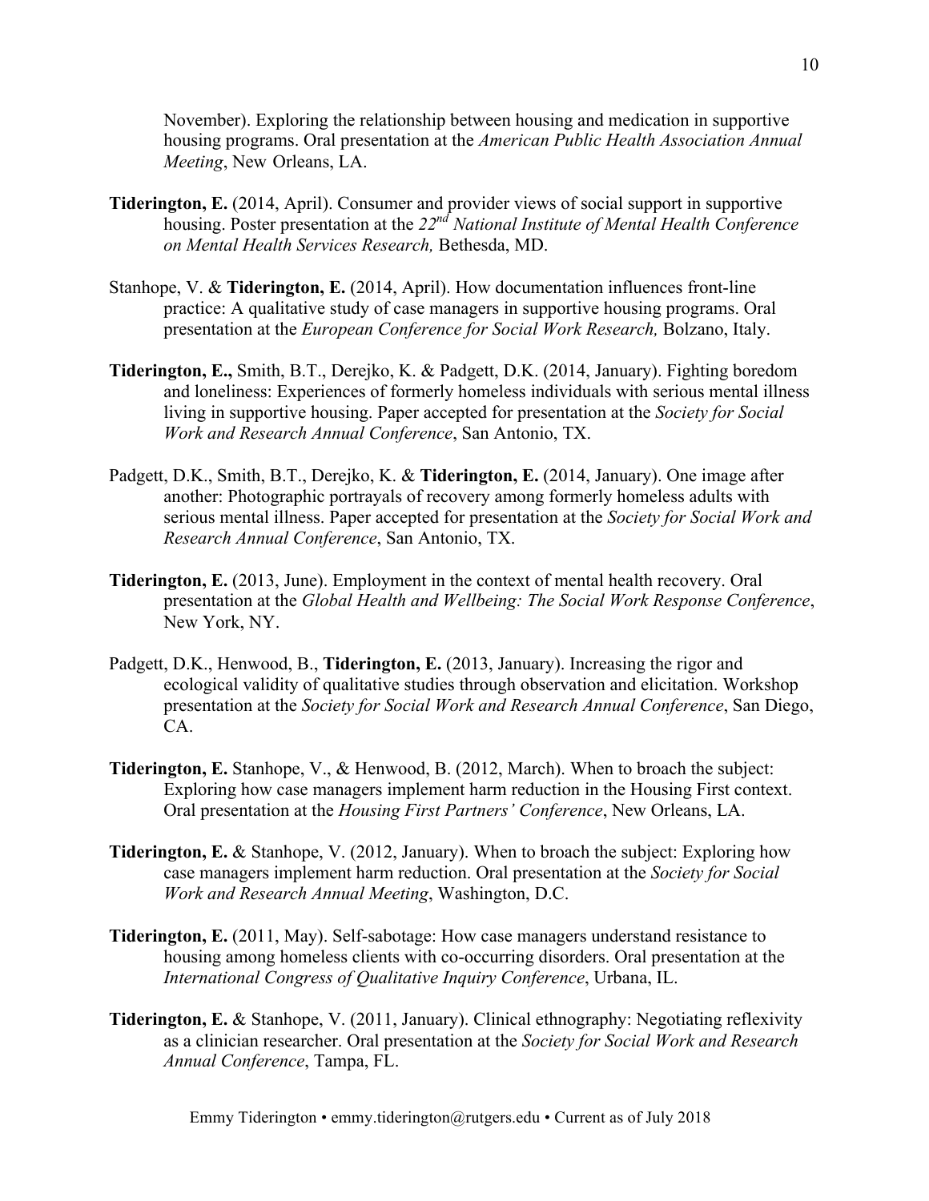November). Exploring the relationship between housing and medication in supportive housing programs. Oral presentation at the *American Public Health Association Annual Meeting*, New Orleans, LA.

**Tiderington, E.** (2014, April). Consumer and provider views of social support in supportive housing. Poster presentation at the *22nd National Institute of Mental Health Conference on Mental Health Services Research,* Bethesda, MD.

Stanhope, V. & **Tiderington, E.** (2014, April). How documentation influences front-line practice: A qualitative study of case managers in supportive housing programs. Oral presentation at the *European Conference for Social Work Research,* Bolzano, Italy.

**Tiderington, E.,** Smith, B.T., Derejko, K. & Padgett, D.K. (2014, January). Fighting boredom and loneliness: Experiences of formerly homeless individuals with serious mental illness living in supportive housing. Paper accepted for presentation at the *Society for Social Work and Research Annual Conference*, San Antonio, TX.

Padgett, D.K., Smith, B.T., Derejko, K. & **Tiderington, E.** (2014, January). One image after another: Photographic portrayals of recovery among formerly homeless adults with serious mental illness. Paper accepted for presentation at the *Society for Social Work and Research Annual Conference*, San Antonio, TX.

**Tiderington, E.** (2013, June). Employment in the context of mental health recovery. Oral presentation at the *Global Health and Wellbeing: The Social Work Response Conference*, New York, NY.

Padgett, D.K., Henwood, B., **Tiderington, E.** (2013, January). Increasing the rigor and ecological validity of qualitative studies through observation and elicitation. Workshop presentation at the *Society for Social Work and Research Annual Conference*, San Diego, CA.

**Tiderington, E.** Stanhope, V., & Henwood, B. (2012, March). When to broach the subject: Exploring how case managers implement harm reduction in the Housing First context. Oral presentation at the *Housing First Partners' Conference*, New Orleans, LA.

**Tiderington, E.** & Stanhope, V. (2012, January). When to broach the subject: Exploring how case managers implement harm reduction. Oral presentation at the *Society for Social Work and Research Annual Meeting*, Washington, D.C.

**Tiderington, E.** (2011, May). Self-sabotage: How case managers understand resistance to housing among homeless clients with co-occurring disorders. Oral presentation at the *International Congress of Qualitative Inquiry Conference*, Urbana, IL.

**Tiderington, E.** & Stanhope, V. (2011, January). Clinical ethnography: Negotiating reflexivity as a clinician researcher. Oral presentation at the *Society for Social Work and Research Annual Conference*, Tampa, FL.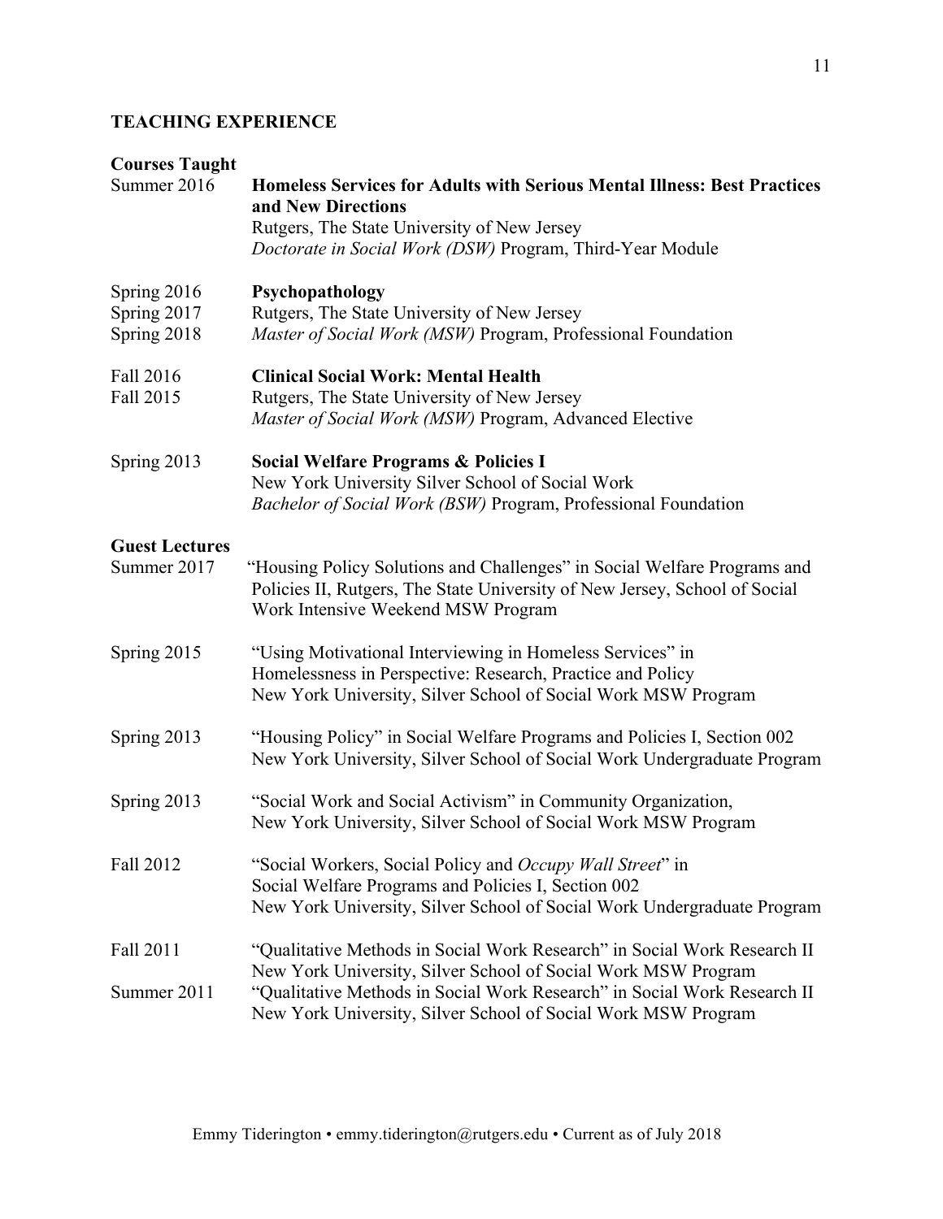## TEACHING EXPERIENCE

### Courses Taught

Summer 2016 — **Homeless Services for Adults with Serious Mental Illness: Best Practices and New Directions**
Rutgers, The State University of New Jersey
*Doctorate in Social Work (DSW)* Program, Third-Year Module

Spring 2016
Spring 2017
Spring 2018 — **Psychopathology**
Rutgers, The State University of New Jersey
*Master of Social Work (MSW)* Program, Professional Foundation

Fall 2016
Fall 2015 — **Clinical Social Work: Mental Health**
Rutgers, The State University of New Jersey
*Master of Social Work (MSW)* Program, Advanced Elective

Spring 2013 — **Social Welfare Programs & Policies I**
New York University Silver School of Social Work
*Bachelor of Social Work (BSW)* Program, Professional Foundation

### Guest Lectures

Summer 2017 — "Housing Policy Solutions and Challenges" in Social Welfare Programs and Policies II, Rutgers, The State University of New Jersey, School of Social Work Intensive Weekend MSW Program

Spring 2015 — "Using Motivational Interviewing in Homeless Services" in Homelessness in Perspective: Research, Practice and Policy
New York University, Silver School of Social Work MSW Program

Spring 2013 — "Housing Policy" in Social Welfare Programs and Policies I, Section 002
New York University, Silver School of Social Work Undergraduate Program

Spring 2013 — "Social Work and Social Activism" in Community Organization,
New York University, Silver School of Social Work MSW Program

Fall 2012 — "Social Workers, Social Policy and *Occupy Wall Street*" in Social Welfare Programs and Policies I, Section 002
New York University, Silver School of Social Work Undergraduate Program

Fall 2011 — "Qualitative Methods in Social Work Research" in Social Work Research II
New York University, Silver School of Social Work MSW Program

Summer 2011 — "Qualitative Methods in Social Work Research" in Social Work Research II
New York University, Silver School of Social Work MSW Program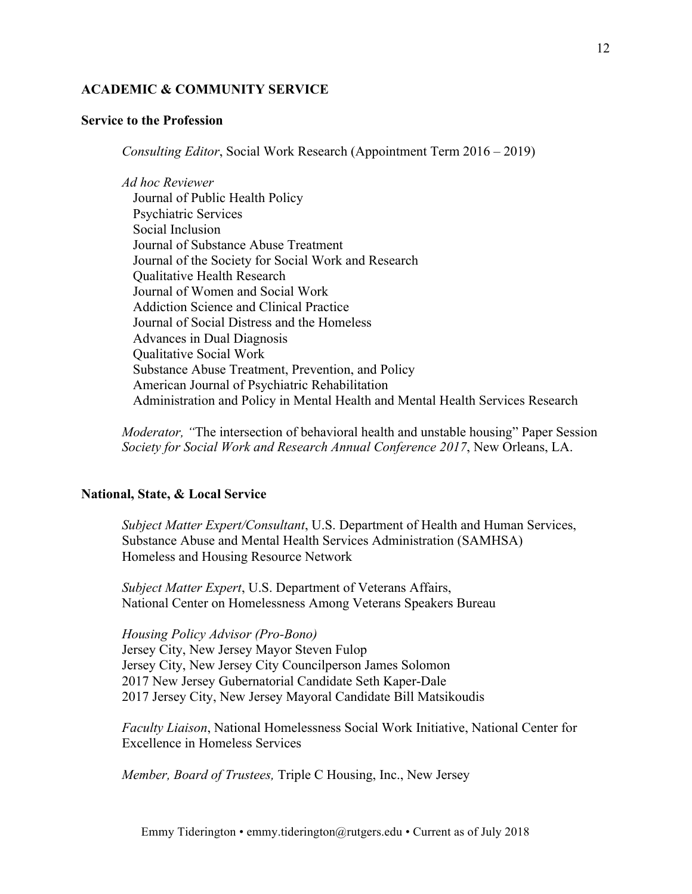## ACADEMIC & COMMUNITY SERVICE

### Service to the Profession

*Consulting Editor*, Social Work Research (Appointment Term 2016 – 2019)

*Ad hoc Reviewer*
Journal of Public Health Policy
Psychiatric Services
Social Inclusion
Journal of Substance Abuse Treatment
Journal of the Society for Social Work and Research
Qualitative Health Research
Journal of Women and Social Work
Addiction Science and Clinical Practice
Journal of Social Distress and the Homeless
Advances in Dual Diagnosis
Qualitative Social Work
Substance Abuse Treatment, Prevention, and Policy
American Journal of Psychiatric Rehabilitation
Administration and Policy in Mental Health and Mental Health Services Research

*Moderator, "*The intersection of behavioral health and unstable housing" Paper Session
*Society for Social Work and Research Annual Conference 2017*, New Orleans, LA.

### National, State, & Local Service

*Subject Matter Expert/Consultant*, U.S. Department of Health and Human Services, Substance Abuse and Mental Health Services Administration (SAMHSA) Homeless and Housing Resource Network

*Subject Matter Expert*, U.S. Department of Veterans Affairs, National Center on Homelessness Among Veterans Speakers Bureau

*Housing Policy Advisor (Pro-Bono)*
Jersey City, New Jersey Mayor Steven Fulop
Jersey City, New Jersey City Councilperson James Solomon
2017 New Jersey Gubernatorial Candidate Seth Kaper-Dale
2017 Jersey City, New Jersey Mayoral Candidate Bill Matsikoudis

*Faculty Liaison*, National Homelessness Social Work Initiative, National Center for Excellence in Homeless Services

*Member, Board of Trustees,* Triple C Housing, Inc., New Jersey

Emmy Tiderington • emmy.tiderington@rutgers.edu • Current as of July 2018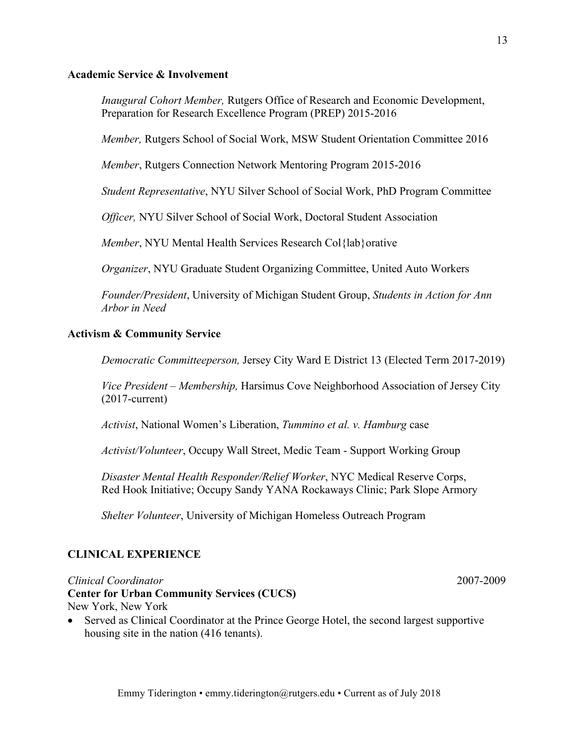**Academic Service & Involvement**

*Inaugural Cohort Member,* Rutgers Office of Research and Economic Development, Preparation for Research Excellence Program (PREP) 2015-2016

*Member,* Rutgers School of Social Work, MSW Student Orientation Committee 2016

*Member*, Rutgers Connection Network Mentoring Program 2015-2016

*Student Representative*, NYU Silver School of Social Work, PhD Program Committee

*Officer,* NYU Silver School of Social Work, Doctoral Student Association

*Member*, NYU Mental Health Services Research Col{lab}orative

*Organizer*, NYU Graduate Student Organizing Committee, United Auto Workers

*Founder/President*, University of Michigan Student Group, *Students in Action for Ann Arbor in Need*

**Activism & Community Service**

*Democratic Committeeperson,* Jersey City Ward E District 13 (Elected Term 2017-2019)

*Vice President – Membership,* Harsimus Cove Neighborhood Association of Jersey City (2017-current)

*Activist*, National Women's Liberation, *Tummino et al. v. Hamburg* case

*Activist/Volunteer*, Occupy Wall Street, Medic Team - Support Working Group

*Disaster Mental Health Responder/Relief Worker*, NYC Medical Reserve Corps, Red Hook Initiative; Occupy Sandy YANA Rockaways Clinic; Park Slope Armory

*Shelter Volunteer*, University of Michigan Homeless Outreach Program

## CLINICAL EXPERIENCE

*Clinical Coordinator* 2007-2009
**Center for Urban Community Services (CUCS)**
New York, New York

- Served as Clinical Coordinator at the Prince George Hotel, the second largest supportive housing site in the nation (416 tenants).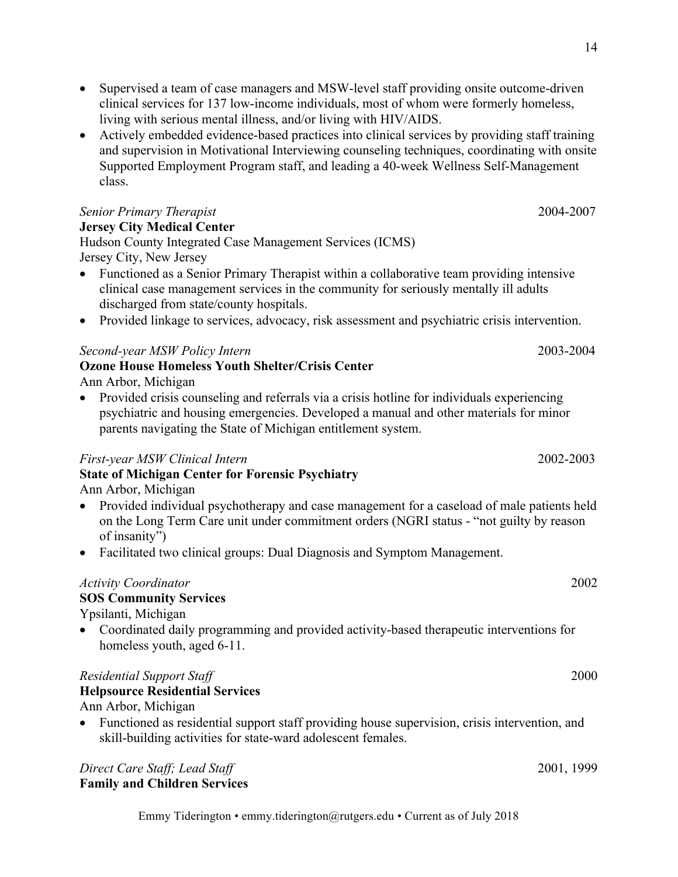- Supervised a team of case managers and MSW-level staff providing onsite outcome-driven clinical services for 137 low-income individuals, most of whom were formerly homeless, living with serious mental illness, and/or living with HIV/AIDS.
- Actively embedded evidence-based practices into clinical services by providing staff training and supervision in Motivational Interviewing counseling techniques, coordinating with onsite Supported Employment Program staff, and leading a 40-week Wellness Self-Management class.

*Senior Primary Therapist* 2004-2007
**Jersey City Medical Center**
Hudson County Integrated Case Management Services (ICMS)
Jersey City, New Jersey

- Functioned as a Senior Primary Therapist within a collaborative team providing intensive clinical case management services in the community for seriously mentally ill adults discharged from state/county hospitals.
- Provided linkage to services, advocacy, risk assessment and psychiatric crisis intervention.

*Second-year MSW Policy Intern* 2003-2004
**Ozone House Homeless Youth Shelter/Crisis Center**
Ann Arbor, Michigan

- Provided crisis counseling and referrals via a crisis hotline for individuals experiencing psychiatric and housing emergencies. Developed a manual and other materials for minor parents navigating the State of Michigan entitlement system.

*First-year MSW Clinical Intern* 2002-2003
**State of Michigan Center for Forensic Psychiatry**
Ann Arbor, Michigan

- Provided individual psychotherapy and case management for a caseload of male patients held on the Long Term Care unit under commitment orders (NGRI status - "not guilty by reason of insanity")
- Facilitated two clinical groups: Dual Diagnosis and Symptom Management.

*Activity Coordinator* 2002
**SOS Community Services**
Ypsilanti, Michigan

- Coordinated daily programming and provided activity-based therapeutic interventions for homeless youth, aged 6-11.

*Residential Support Staff* 2000
**Helpsource Residential Services**
Ann Arbor, Michigan

- Functioned as residential support staff providing house supervision, crisis intervention, and skill-building activities for state-ward adolescent females.

*Direct Care Staff; Lead Staff* 2001, 1999
**Family and Children Services**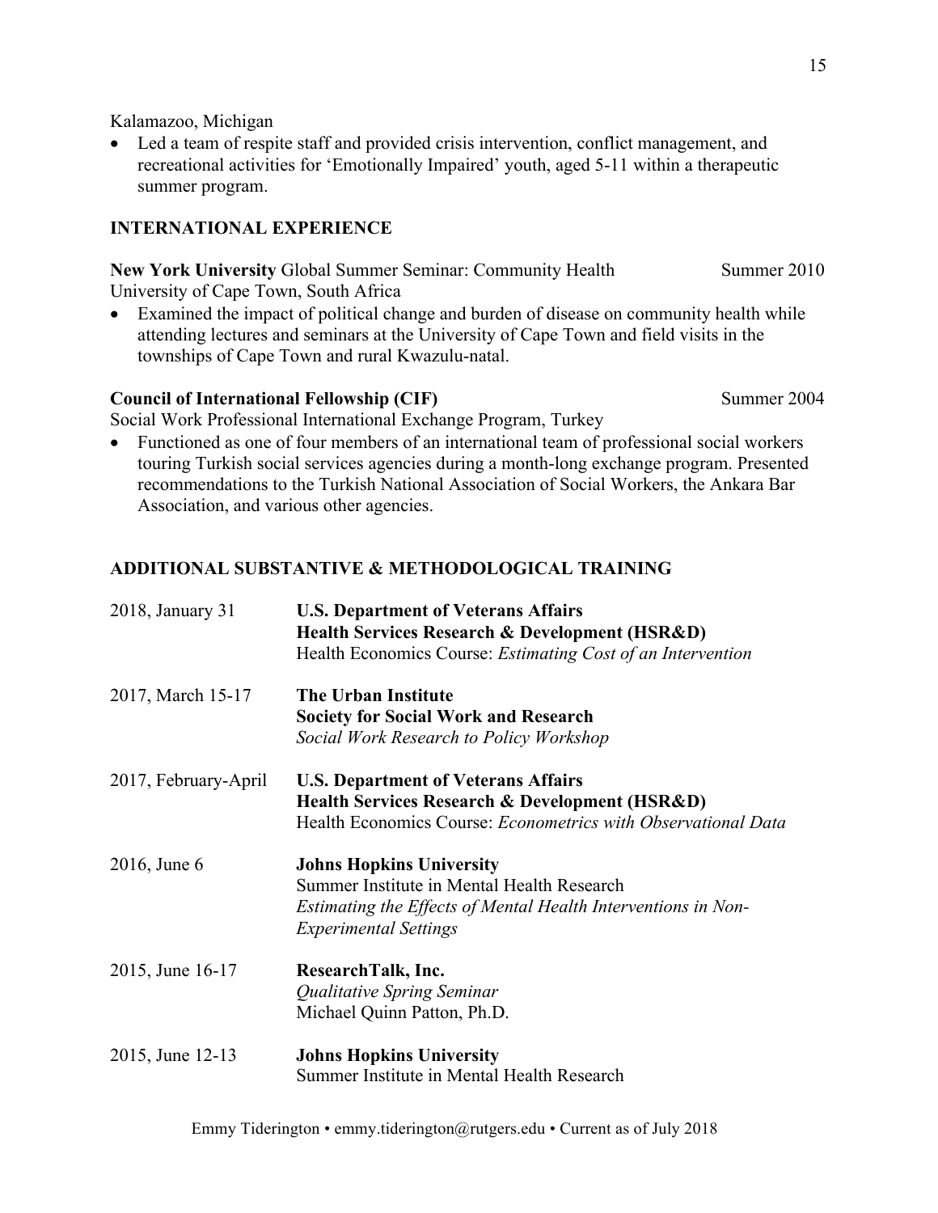Kalamazoo, Michigan

- Led a team of respite staff and provided crisis intervention, conflict management, and recreational activities for 'Emotionally Impaired' youth, aged 5-11 within a therapeutic summer program.

## INTERNATIONAL EXPERIENCE

**New York University** Global Summer Seminar: Community Health — Summer 2010
University of Cape Town, South Africa

- Examined the impact of political change and burden of disease on community health while attending lectures and seminars at the University of Cape Town and field visits in the townships of Cape Town and rural Kwazulu-natal.

**Council of International Fellowship (CIF)** — Summer 2004
Social Work Professional International Exchange Program, Turkey

- Functioned as one of four members of an international team of professional social workers touring Turkish social services agencies during a month-long exchange program. Presented recommendations to the Turkish National Association of Social Workers, the Ankara Bar Association, and various other agencies.

## ADDITIONAL SUBSTANTIVE & METHODOLOGICAL TRAINING

2018, January 31
**U.S. Department of Veterans Affairs**
**Health Services Research & Development (HSR&D)**
Health Economics Course: *Estimating Cost of an Intervention*

2017, March 15-17
**The Urban Institute**
**Society for Social Work and Research**
*Social Work Research to Policy Workshop*

2017, February-April
**U.S. Department of Veterans Affairs**
**Health Services Research & Development (HSR&D)**
Health Economics Course: *Econometrics with Observational Data*

2016, June 6
**Johns Hopkins University**
Summer Institute in Mental Health Research
*Estimating the Effects of Mental Health Interventions in Non-Experimental Settings*

2015, June 16-17
**ResearchTalk, Inc.**
*Qualitative Spring Seminar*
Michael Quinn Patton, Ph.D.

2015, June 12-13
**Johns Hopkins University**
Summer Institute in Mental Health Research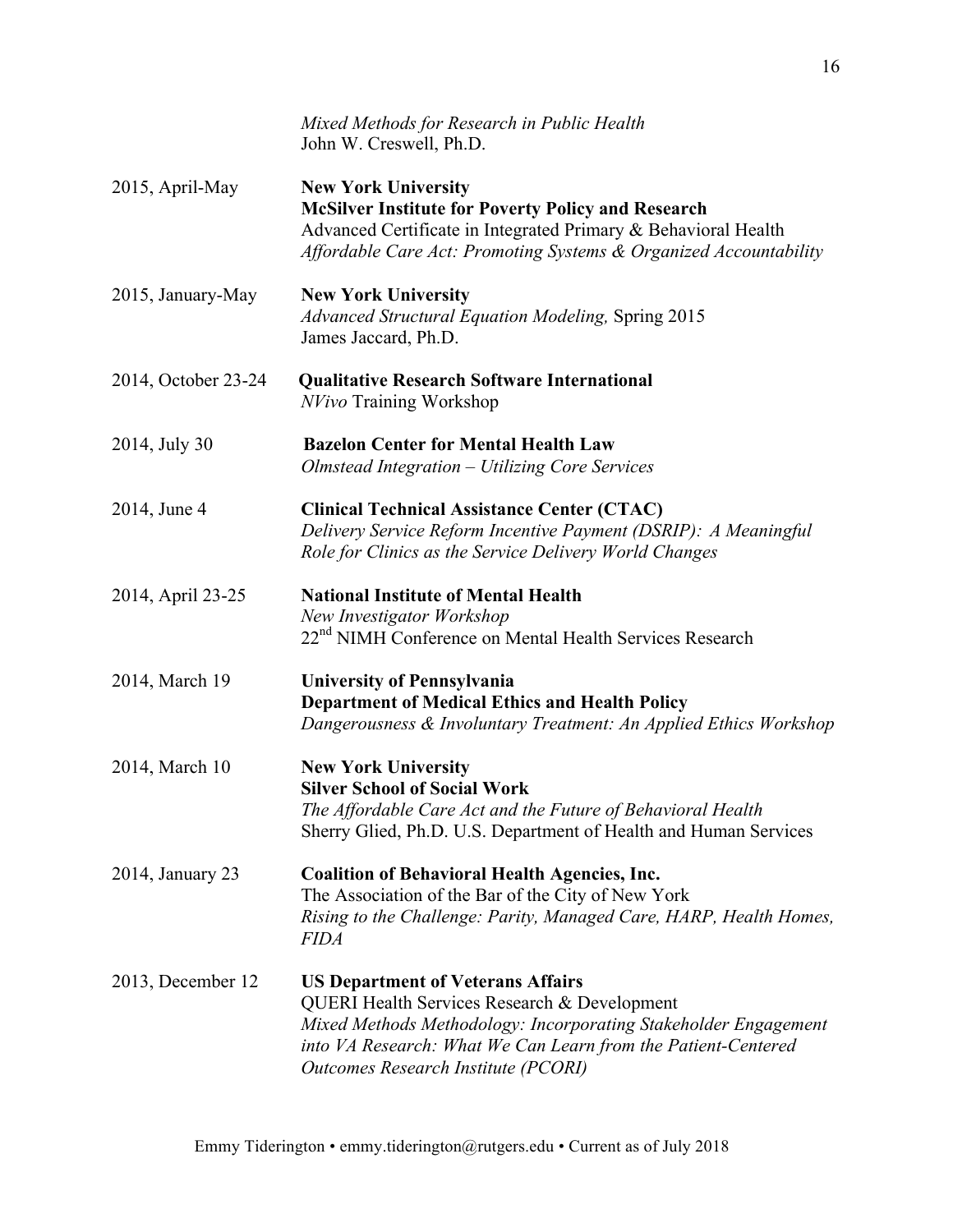*Mixed Methods for Research in Public Health*
John W. Creswell, Ph.D.

2015, April-May **New York University**
**McSilver Institute for Poverty Policy and Research**
Advanced Certificate in Integrated Primary & Behavioral Health
*Affordable Care Act: Promoting Systems & Organized Accountability*

2015, January-May **New York University**
*Advanced Structural Equation Modeling,* Spring 2015
James Jaccard, Ph.D.

2014, October 23-24 **Qualitative Research Software International**
*NVivo* Training Workshop

2014, July 30 **Bazelon Center for Mental Health Law**
*Olmstead Integration – Utilizing Core Services*

2014, June 4 **Clinical Technical Assistance Center (CTAC)**
*Delivery Service Reform Incentive Payment (DSRIP): A Meaningful Role for Clinics as the Service Delivery World Changes*

2014, April 23-25 **National Institute of Mental Health**
*New Investigator Workshop*
22nd NIMH Conference on Mental Health Services Research

2014, March 19 **University of Pennsylvania**
**Department of Medical Ethics and Health Policy**
*Dangerousness & Involuntary Treatment: An Applied Ethics Workshop*

2014, March 10 **New York University**
**Silver School of Social Work**
*The Affordable Care Act and the Future of Behavioral Health*
Sherry Glied, Ph.D. U.S. Department of Health and Human Services

2014, January 23 **Coalition of Behavioral Health Agencies, Inc.**
The Association of the Bar of the City of New York
*Rising to the Challenge: Parity, Managed Care, HARP, Health Homes, FIDA*

2013, December 12 **US Department of Veterans Affairs**
QUERI Health Services Research & Development
*Mixed Methods Methodology: Incorporating Stakeholder Engagement into VA Research: What We Can Learn from the Patient-Centered Outcomes Research Institute (PCORI)*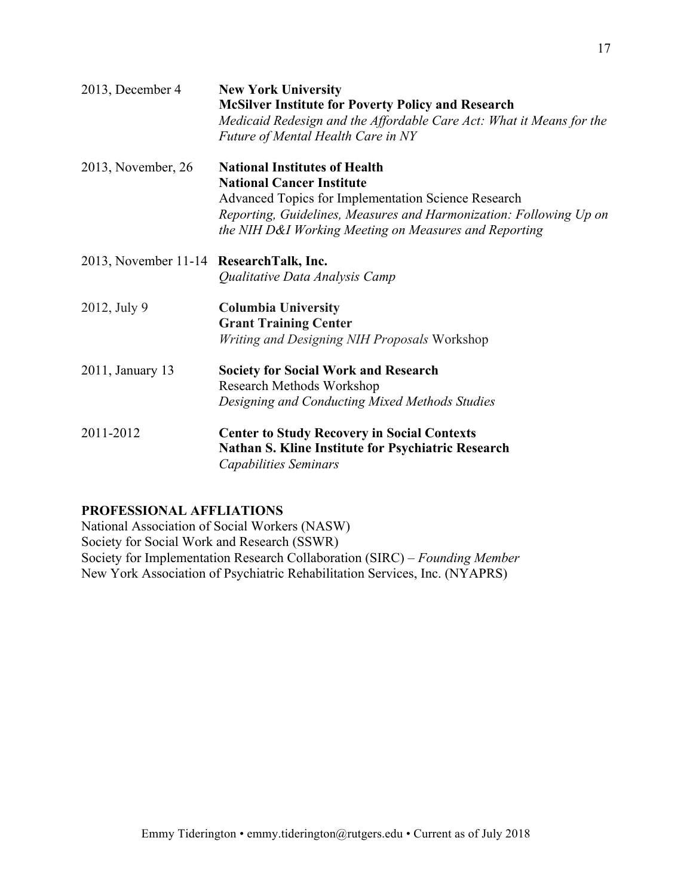2013, December 4 **New York University**
**McSilver Institute for Poverty Policy and Research**
*Medicaid Redesign and the Affordable Care Act: What it Means for the Future of Mental Health Care in NY*

2013, November, 26 **National Institutes of Health**
**National Cancer Institute**
Advanced Topics for Implementation Science Research
*Reporting, Guidelines, Measures and Harmonization: Following Up on the NIH D&I Working Meeting on Measures and Reporting*

2013, November 11-14 **ResearchTalk, Inc.**
*Qualitative Data Analysis Camp*

2012, July 9 **Columbia University**
**Grant Training Center**
*Writing and Designing NIH Proposals* Workshop

2011, January 13 **Society for Social Work and Research**
Research Methods Workshop
*Designing and Conducting Mixed Methods Studies*

2011-2012 **Center to Study Recovery in Social Contexts**
**Nathan S. Kline Institute for Psychiatric Research**
*Capabilities Seminars*

## PROFESSIONAL AFFLIATIONS

National Association of Social Workers (NASW)
Society for Social Work and Research (SSWR)
Society for Implementation Research Collaboration (SIRC) – *Founding Member*
New York Association of Psychiatric Rehabilitation Services, Inc. (NYAPRS)